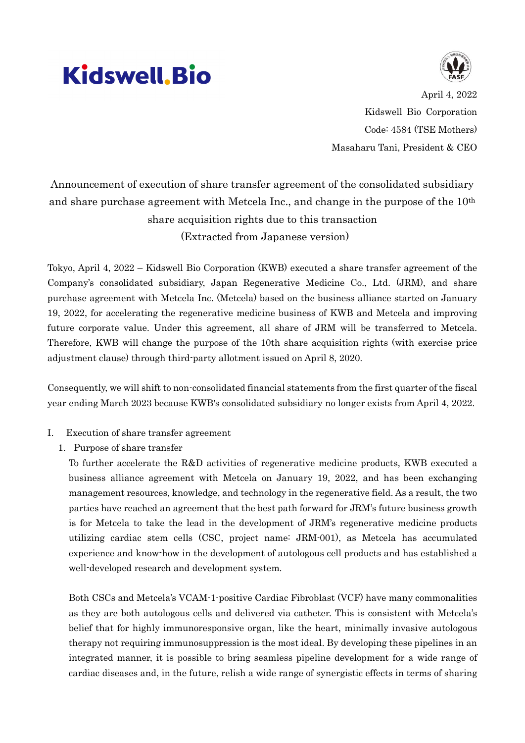**Kidswell.Bio**

April 4, 2022

Kidswell Bio Corporation

Code: 4584 (TSE Mothers)

Masaharu Tani, President & CEO

# Announcement of execution of share transfer agreement of the consolidated subsidiary and share purchase agreement with Metcela Inc., and change in the purpose of the 10th share acquisition rights due to this transaction

(Extracted from Japanese version)

Tokyo, April 4, 2022 – Kidswell Bio Corporation (KWB) executed a share transfer agreement of the Company's consolidated subsidiary, Japan Regenerative Medicine Co., Ltd. (JRM), and share purchase agreement with Metcela Inc. (Metcela) based on the business alliance started on January 19, 2022, for accelerating the regenerative medicine business of KWB and Metcela and improving future corporate value. Under this agreement, all share of JRM will be transferred to Metcela. Therefore, KWB will change the purpose of the 10th share acquisition rights (with exercise price adjustment clause) through third-party allotment issued on April 8, 2020.

Consequently, we will shift to non-consolidated financial statements from the first quarter of the fiscal year ending March 2023 because KWB's consolidated subsidiary no longer exists from April 4, 2022.

I. Execution of share transfer agreement

1. Purpose of share transfer

   To further accelerate the R&D activities of regenerative medicine products, KWB executed a business alliance agreement with Metcela on January 19, 2022, and has been exchanging management resources, knowledge, and technology in the regenerative field. As a result, the two parties have reached an agreement that the best path forward for JRM's future business growth is for Metcela to take the lead in the development of JRM's regenerative medicine products utilizing cardiac stem cells (CSC, project name: JRM-001), as Metcela has accumulated experience and know-how in the development of autologous cell products and has established a well-developed research and development system.

   Both CSCs and Metcela's VCAM-1-positive Cardiac Fibroblast (VCF) have many commonalities as they are both autologous cells and delivered via catheter. This is consistent with Metcela's belief that for highly immunoresponsive organ, like the heart, minimally invasive autologous therapy not requiring immunosuppression is the most ideal. By developing these pipelines in an integrated manner, it is possible to bring seamless pipeline development for a wide range of cardiac diseases and, in the future, relish a wide range of synergistic effects in terms of sharing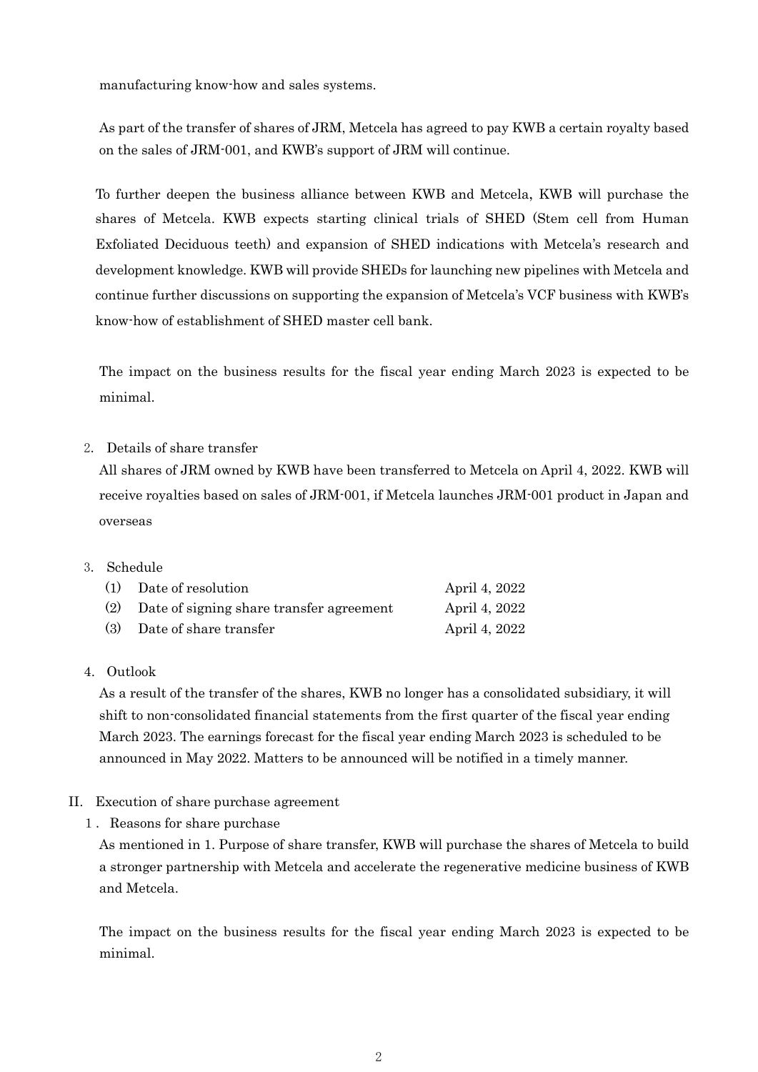manufacturing know-how and sales systems.

As part of the transfer of shares of JRM, Metcela has agreed to pay KWB a certain royalty based on the sales of JRM-001, and KWB's support of JRM will continue.

To further deepen the business alliance between KWB and Metcela, KWB will purchase the shares of Metcela. KWB expects starting clinical trials of SHED (Stem cell from Human Exfoliated Deciduous teeth) and expansion of SHED indications with Metcela's research and development knowledge. KWB will provide SHEDs for launching new pipelines with Metcela and continue further discussions on supporting the expansion of Metcela's VCF business with KWB's know-how of establishment of SHED master cell bank.

The impact on the business results for the fiscal year ending March 2023 is expected to be minimal.

2. Details of share transfer

All shares of JRM owned by KWB have been transferred to Metcela on April 4, 2022. KWB will receive royalties based on sales of JRM-001, if Metcela launches JRM-001 product in Japan and overseas

3. Schedule

| | | |
|---|---|---|
| (1) | Date of resolution | April 4, 2022 |
| (2) | Date of signing share transfer agreement | April 4, 2022 |
| (3) | Date of share transfer | April 4, 2022 |

4. Outlook

As a result of the transfer of the shares, KWB no longer has a consolidated subsidiary, it will shift to non-consolidated financial statements from the first quarter of the fiscal year ending March 2023. The earnings forecast for the fiscal year ending March 2023 is scheduled to be announced in May 2022. Matters to be announced will be notified in a timely manner.

## II. Execution of share purchase agreement

1 . Reasons for share purchase

As mentioned in 1. Purpose of share transfer, KWB will purchase the shares of Metcela to build a stronger partnership with Metcela and accelerate the regenerative medicine business of KWB and Metcela.

The impact on the business results for the fiscal year ending March 2023 is expected to be minimal.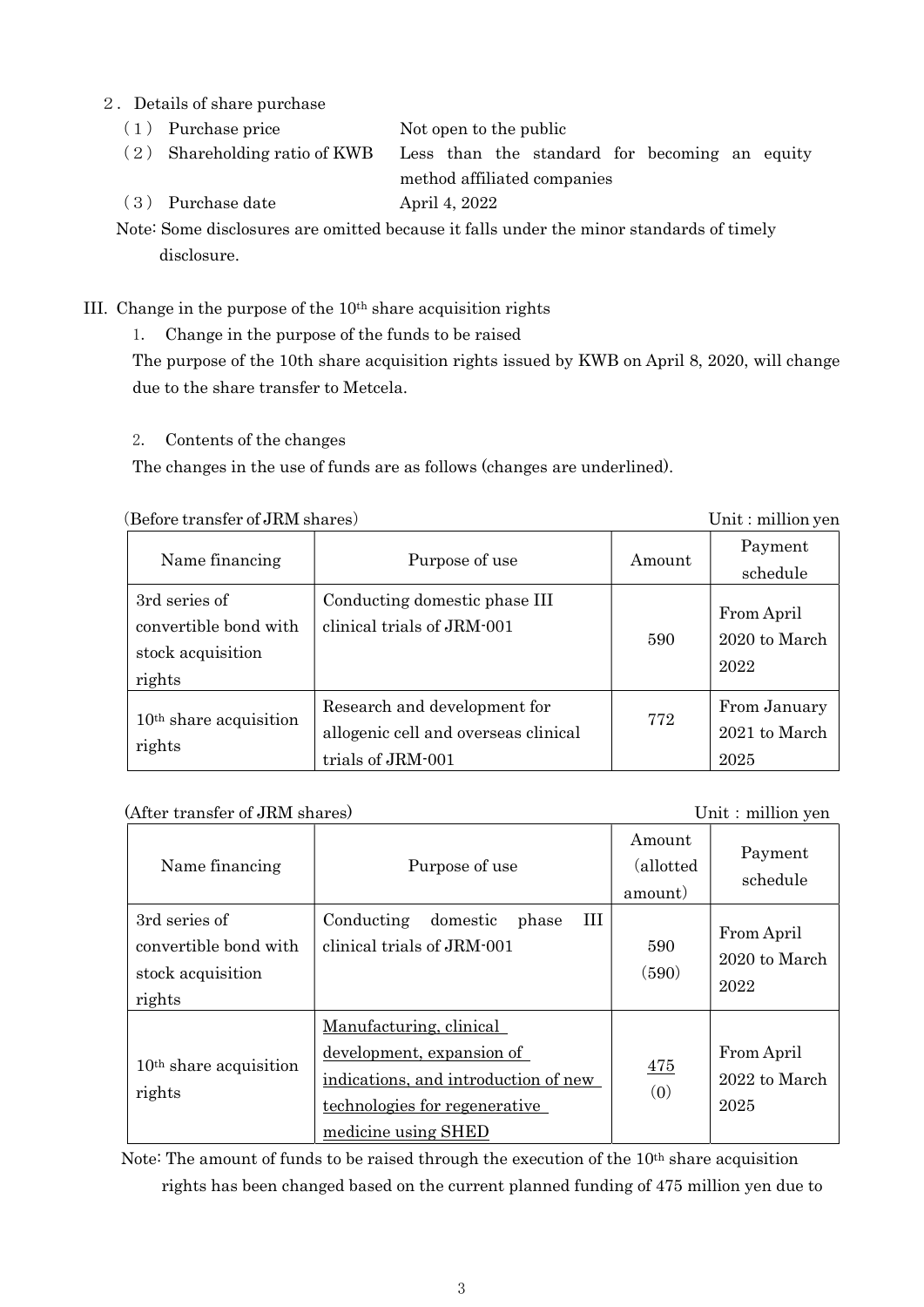2．Details of share purchase

（1） Purchase price　　Not open to the public

（2） Shareholding ratio of KWB　　Less than the standard for becoming an equity method affiliated companies

（3） Purchase date　　April 4, 2022

Note: Some disclosures are omitted because it falls under the minor standards of timely disclosure.

III. Change in the purpose of the 10th share acquisition rights

1. Change in the purpose of the funds to be raised

The purpose of the 10th share acquisition rights issued by KWB on April 8, 2020, will change due to the share transfer to Metcela.

2. Contents of the changes

The changes in the use of funds are as follows (changes are underlined).

(Before transfer of JRM shares)　　Unit : million yen

| Name financing | Purpose of use | Amount | Payment schedule |
|---|---|---|---|
| 3rd series of convertible bond with stock acquisition rights | Conducting domestic phase III clinical trials of JRM-001 | 590 | From April 2020 to March 2022 |
| 10th share acquisition rights | Research and development for allogenic cell and overseas clinical trials of JRM-001 | 772 | From January 2021 to March 2025 |

(After transfer of JRM shares)　　Unit：million yen

| Name financing | Purpose of use | Amount (allotted amount) | Payment schedule |
|---|---|---|---|
| 3rd series of convertible bond with stock acquisition rights | Conducting domestic phase III clinical trials of JRM-001 | 590 (590) | From April 2020 to March 2022 |
| 10th share acquisition rights | <u>Manufacturing, clinical development, expansion of indications, and introduction of new technologies for regenerative medicine using SHED</u> | <u>475</u> (0) | From April 2022 to March 2025 |

Note: The amount of funds to be raised through the execution of the 10th share acquisition rights has been changed based on the current planned funding of 475 million yen due to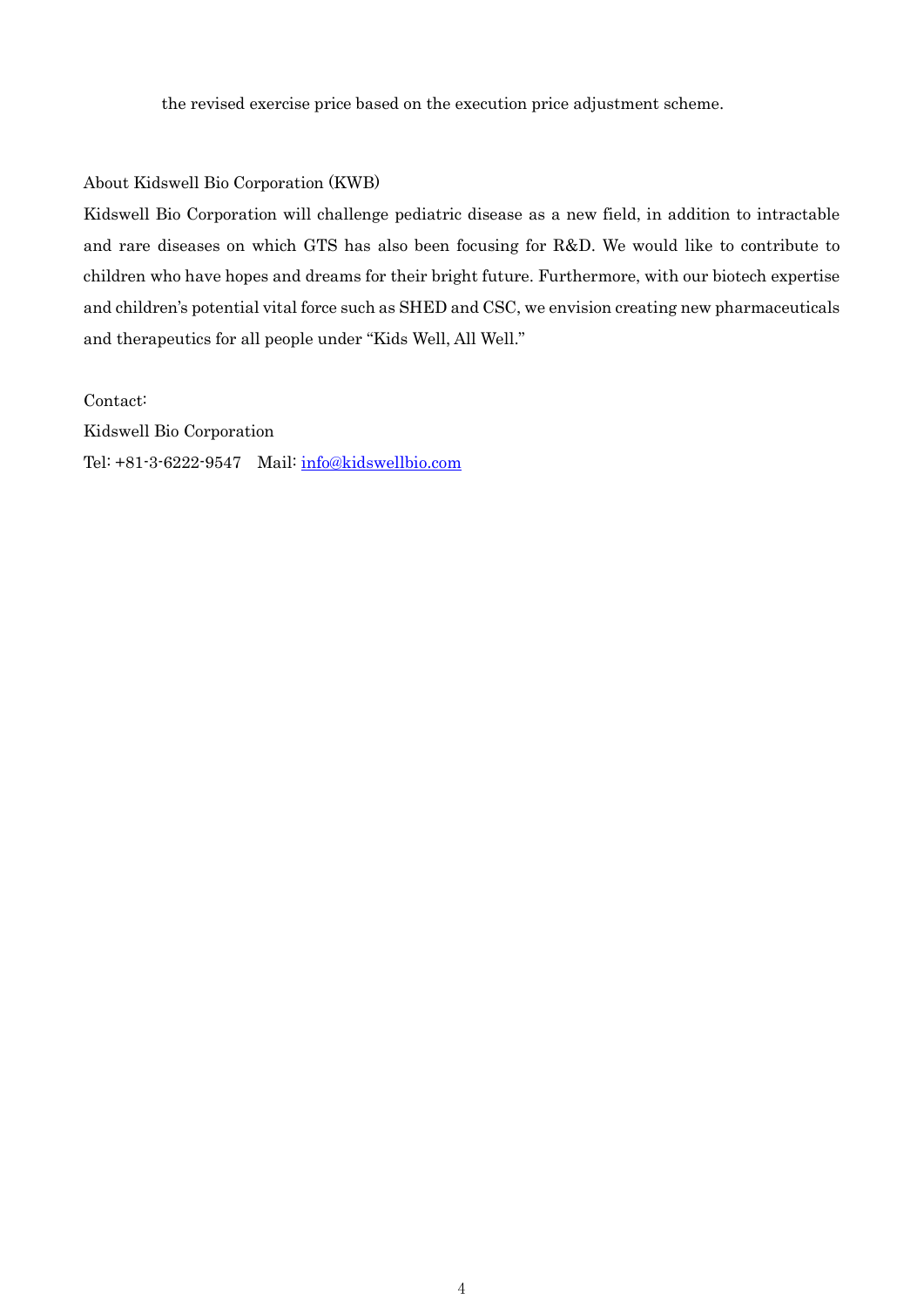the revised exercise price based on the execution price adjustment scheme.

About Kidswell Bio Corporation (KWB)

Kidswell Bio Corporation will challenge pediatric disease as a new field, in addition to intractable and rare diseases on which GTS has also been focusing for R&D. We would like to contribute to children who have hopes and dreams for their bright future. Furthermore, with our biotech expertise and children's potential vital force such as SHED and CSC, we envision creating new pharmaceuticals and therapeutics for all people under "Kids Well, All Well."

Contact:

Kidswell Bio Corporation

Tel: +81-3-6222-9547　Mail: info@kidswellbio.com